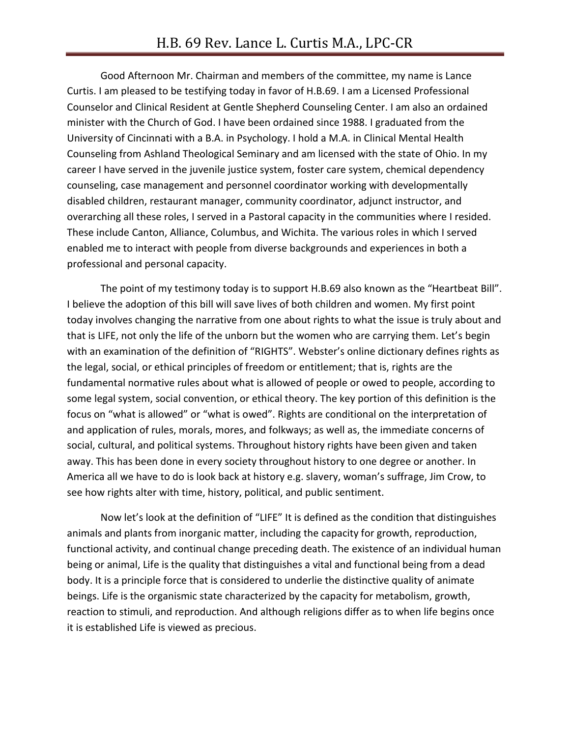# H.B. 69 Rev. Lance L. Curtis M.A., LPC-CR

Good Afternoon Mr. Chairman and members of the committee, my name is Lance Curtis. I am pleased to be testifying today in favor of H.B.69. I am a Licensed Professional Counselor and Clinical Resident at Gentle Shepherd Counseling Center. I am also an ordained minister with the Church of God. I have been ordained since 1988. I graduated from the University of Cincinnati with a B.A. in Psychology. I hold a M.A. in Clinical Mental Health Counseling from Ashland Theological Seminary and am licensed with the state of Ohio. In my career I have served in the juvenile justice system, foster care system, chemical dependency counseling, case management and personnel coordinator working with developmentally disabled children, restaurant manager, community coordinator, adjunct instructor, and overarching all these roles, I served in a Pastoral capacity in the communities where I resided. These include Canton, Alliance, Columbus, and Wichita. The various roles in which I served enabled me to interact with people from diverse backgrounds and experiences in both a professional and personal capacity.

The point of my testimony today is to support H.B.69 also known as the "Heartbeat Bill". I believe the adoption of this bill will save lives of both children and women. My first point today involves changing the narrative from one about rights to what the issue is truly about and that is LIFE, not only the life of the unborn but the women who are carrying them. Let's begin with an examination of the definition of "RIGHTS". Webster's online dictionary defines rights as the legal, social, or ethical principles of freedom or entitlement; that is, rights are the fundamental normative rules about what is allowed of people or owed to people, according to some legal system, social convention, or ethical theory. The key portion of this definition is the focus on "what is allowed" or "what is owed". Rights are conditional on the interpretation of and application of rules, morals, mores, and folkways; as well as, the immediate concerns of social, cultural, and political systems. Throughout history rights have been given and taken away. This has been done in every society throughout history to one degree or another. In America all we have to do is look back at history e.g. slavery, woman's suffrage, Jim Crow, to see how rights alter with time, history, political, and public sentiment.

Now let's look at the definition of "LIFE" It is defined as the condition that distinguishes animals and plants from inorganic matter, including the capacity for growth, reproduction, functional activity, and continual change preceding death. The existence of an individual human being or animal, Life is the quality that distinguishes a vital and functional being from a dead body. It is a principle force that is considered to underlie the distinctive quality of animate beings. Life is the organismic state characterized by the capacity for metabolism, growth, reaction to stimuli, and reproduction. And although religions differ as to when life begins once it is established Life is viewed as precious.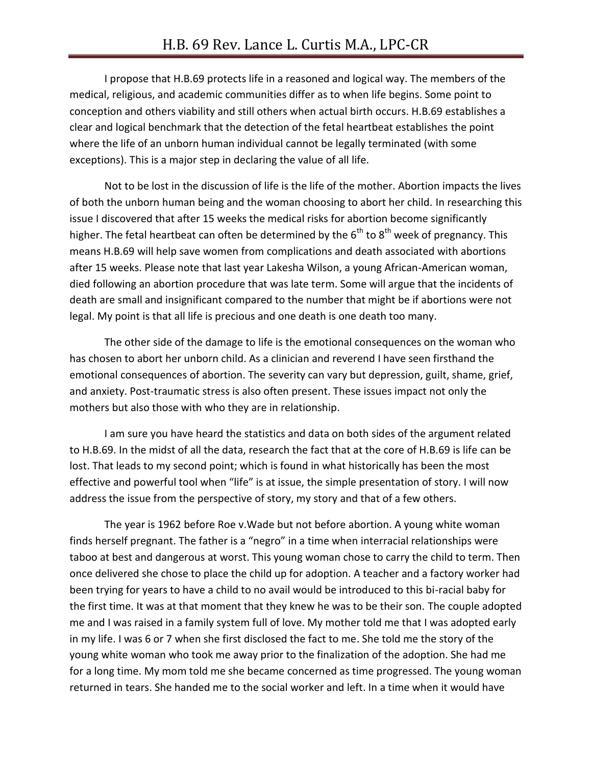I propose that H.B.69 protects life in a reasoned and logical way. The members of the medical, religious, and academic communities differ as to when life begins. Some point to conception and others viability and still others when actual birth occurs. H.B.69 establishes a clear and logical benchmark that the detection of the fetal heartbeat establishes the point where the life of an unborn human individual cannot be legally terminated (with some exceptions). This is a major step in declaring the value of all life.

Not to be lost in the discussion of life is the life of the mother. Abortion impacts the lives of both the unborn human being and the woman choosing to abort her child. In researching this issue I discovered that after 15 weeks the medical risks for abortion become significantly higher. The fetal heartbeat can often be determined by the 6th to 8th week of pregnancy. This means H.B.69 will help save women from complications and death associated with abortions after 15 weeks. Please note that last year Lakesha Wilson, a young African-American woman, died following an abortion procedure that was late term. Some will argue that the incidents of death are small and insignificant compared to the number that might be if abortions were not legal. My point is that all life is precious and one death is one death too many.

The other side of the damage to life is the emotional consequences on the woman who has chosen to abort her unborn child. As a clinician and reverend I have seen firsthand the emotional consequences of abortion. The severity can vary but depression, guilt, shame, grief, and anxiety. Post-traumatic stress is also often present. These issues impact not only the mothers but also those with who they are in relationship.

I am sure you have heard the statistics and data on both sides of the argument related to H.B.69. In the midst of all the data, research the fact that at the core of H.B.69 is life can be lost. That leads to my second point; which is found in what historically has been the most effective and powerful tool when "life" is at issue, the simple presentation of story. I will now address the issue from the perspective of story, my story and that of a few others.

The year is 1962 before Roe v.Wade but not before abortion. A young white woman finds herself pregnant. The father is a "negro" in a time when interracial relationships were taboo at best and dangerous at worst. This young woman chose to carry the child to term. Then once delivered she chose to place the child up for adoption. A teacher and a factory worker had been trying for years to have a child to no avail would be introduced to this bi-racial baby for the first time. It was at that moment that they knew he was to be their son. The couple adopted me and I was raised in a family system full of love. My mother told me that I was adopted early in my life. I was 6 or 7 when she first disclosed the fact to me. She told me the story of the young white woman who took me away prior to the finalization of the adoption. She had me for a long time. My mom told me she became concerned as time progressed. The young woman returned in tears. She handed me to the social worker and left. In a time when it would have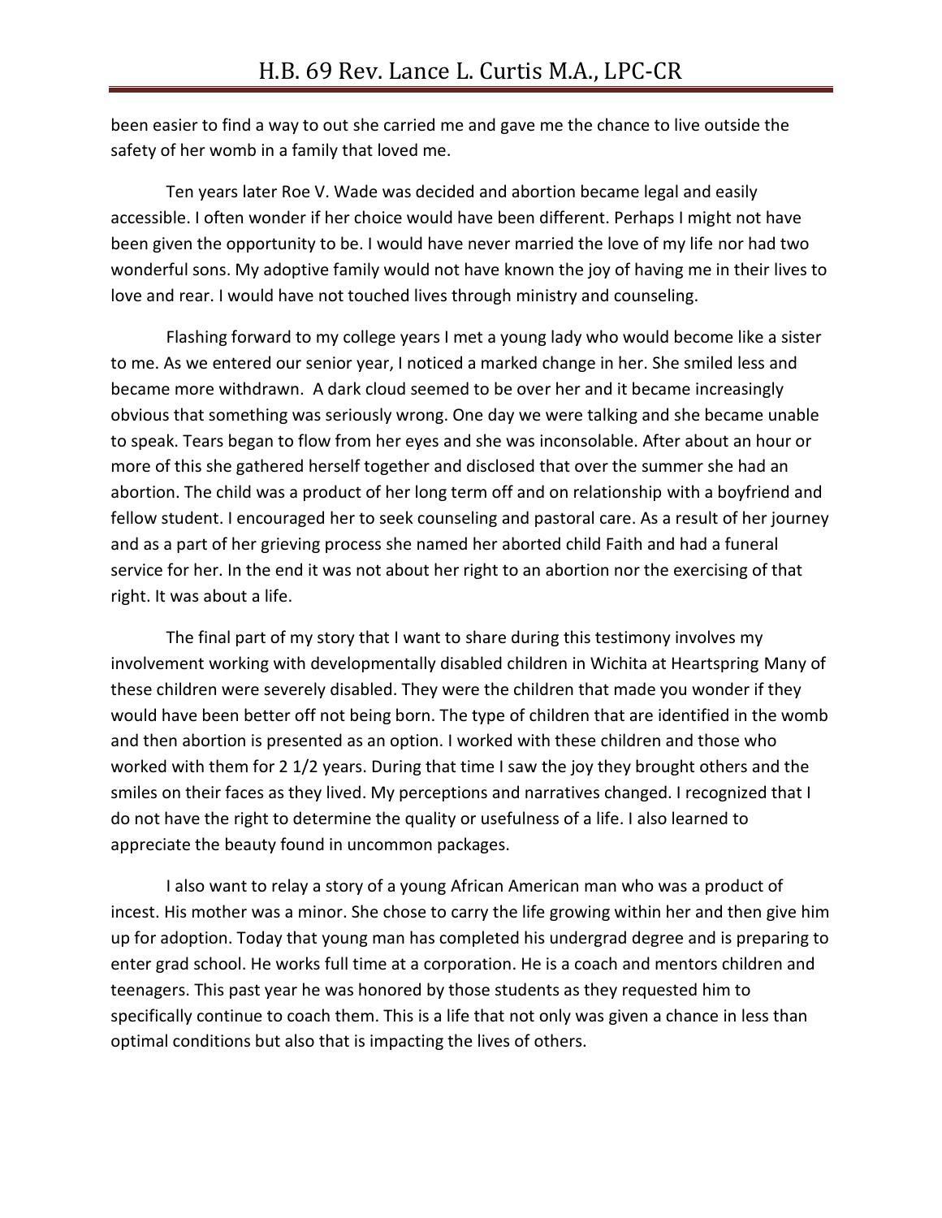been easier to find a way to out she carried me and gave me the chance to live outside the safety of her womb in a family that loved me.

Ten years later Roe V. Wade was decided and abortion became legal and easily accessible. I often wonder if her choice would have been different. Perhaps I might not have been given the opportunity to be. I would have never married the love of my life nor had two wonderful sons. My adoptive family would not have known the joy of having me in their lives to love and rear. I would have not touched lives through ministry and counseling.

Flashing forward to my college years I met a young lady who would become like a sister to me. As we entered our senior year, I noticed a marked change in her. She smiled less and became more withdrawn. A dark cloud seemed to be over her and it became increasingly obvious that something was seriously wrong. One day we were talking and she became unable to speak. Tears began to flow from her eyes and she was inconsolable. After about an hour or more of this she gathered herself together and disclosed that over the summer she had an abortion. The child was a product of her long term off and on relationship with a boyfriend and fellow student. I encouraged her to seek counseling and pastoral care. As a result of her journey and as a part of her grieving process she named her aborted child Faith and had a funeral service for her. In the end it was not about her right to an abortion nor the exercising of that right. It was about a life.

The final part of my story that I want to share during this testimony involves my involvement working with developmentally disabled children in Wichita at Heartspring Many of these children were severely disabled. They were the children that made you wonder if they would have been better off not being born. The type of children that are identified in the womb and then abortion is presented as an option. I worked with these children and those who worked with them for 2 1/2 years. During that time I saw the joy they brought others and the smiles on their faces as they lived. My perceptions and narratives changed. I recognized that I do not have the right to determine the quality or usefulness of a life. I also learned to appreciate the beauty found in uncommon packages.

I also want to relay a story of a young African American man who was a product of incest. His mother was a minor. She chose to carry the life growing within her and then give him up for adoption. Today that young man has completed his undergrad degree and is preparing to enter grad school. He works full time at a corporation. He is a coach and mentors children and teenagers. This past year he was honored by those students as they requested him to specifically continue to coach them. This is a life that not only was given a chance in less than optimal conditions but also that is impacting the lives of others.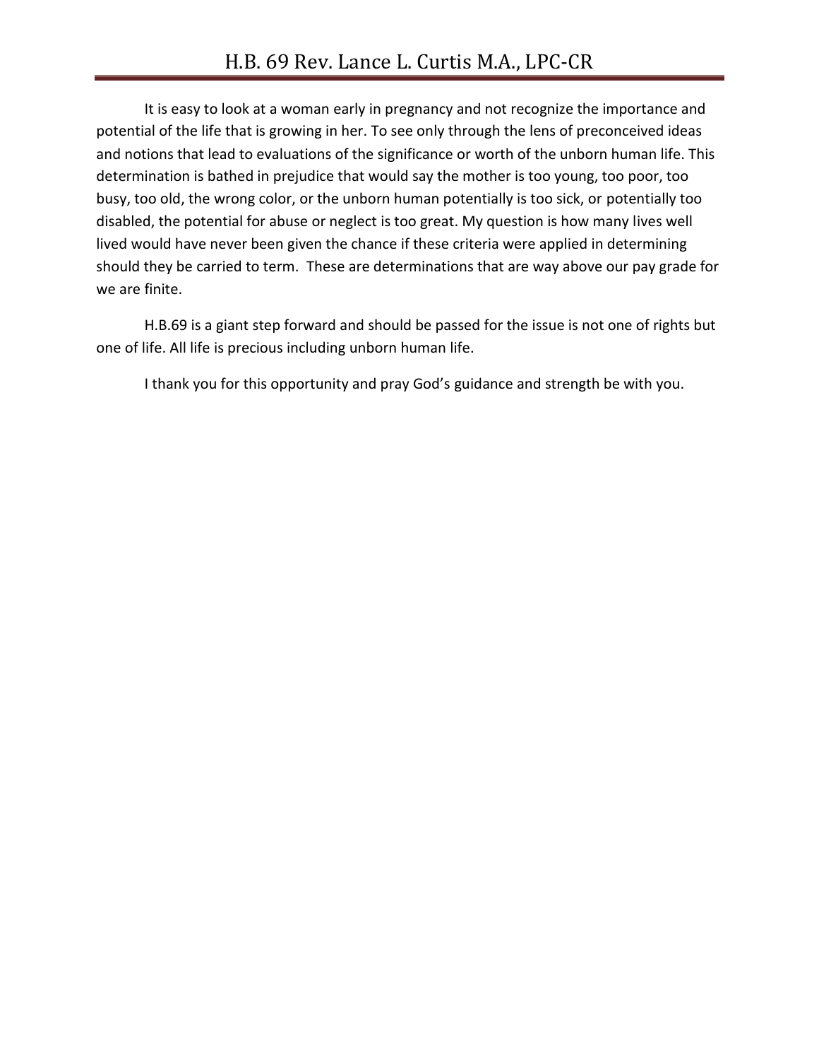It is easy to look at a woman early in pregnancy and not recognize the importance and potential of the life that is growing in her. To see only through the lens of preconceived ideas and notions that lead to evaluations of the significance or worth of the unborn human life. This determination is bathed in prejudice that would say the mother is too young, too poor, too busy, too old, the wrong color, or the unborn human potentially is too sick, or potentially too disabled, the potential for abuse or neglect is too great. My question is how many lives well lived would have never been given the chance if these criteria were applied in determining should they be carried to term. These are determinations that are way above our pay grade for we are finite.

H.B.69 is a giant step forward and should be passed for the issue is not one of rights but one of life. All life is precious including unborn human life.

I thank you for this opportunity and pray God's guidance and strength be with you.